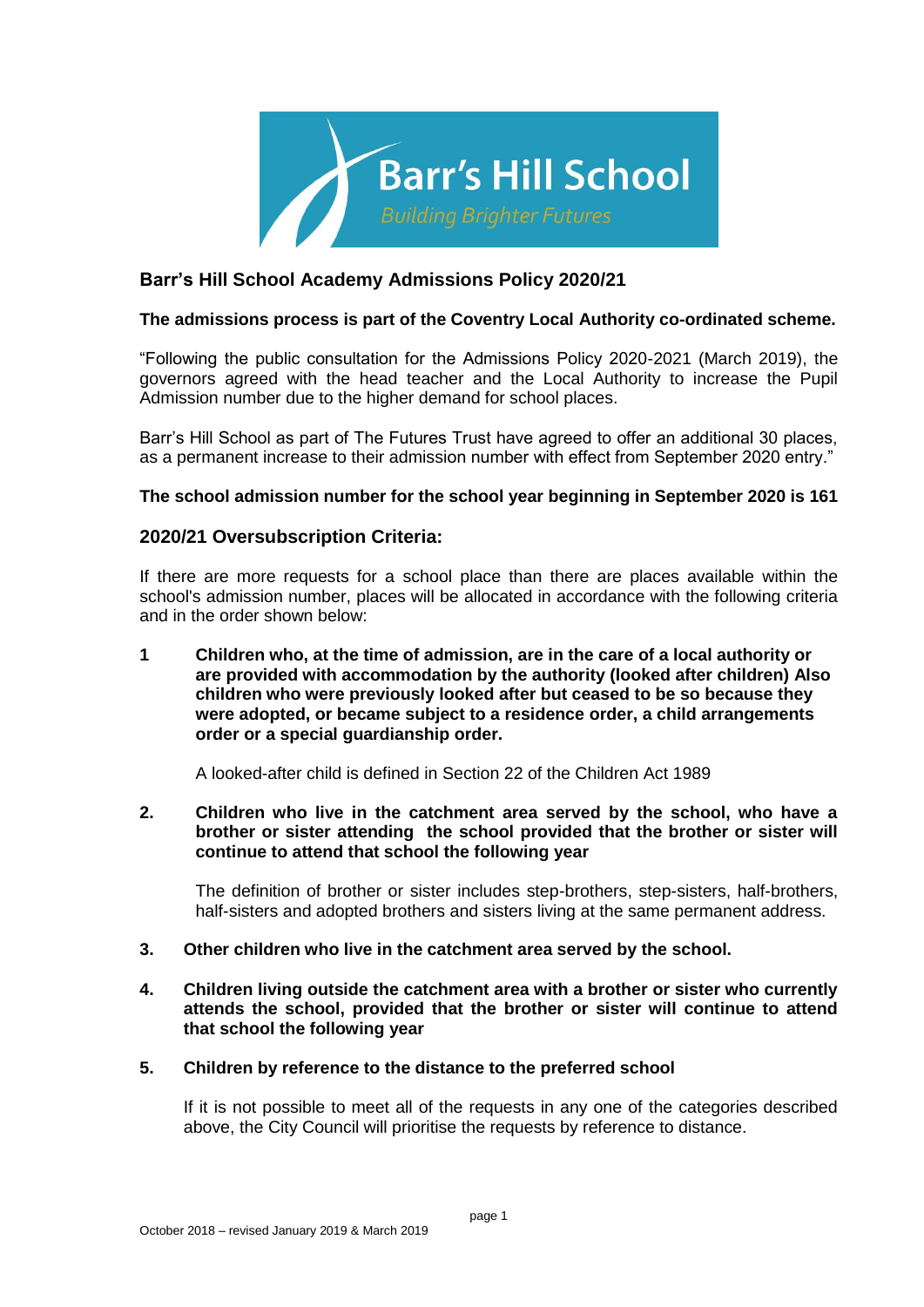# Barr's Hill School Academy Admissions Policy 2020/21

**The admissions process is part of the Coventry Local Authority co-ordinated scheme.**

"Following the public consultation for the Admissions Policy 2020-2021 (March 2019), the governors agreed with the head teacher and the Local Authority to increase the Pupil Admission number due to the higher demand for school places.

Barr's Hill School as part of The Futures Trust have agreed to offer an additional 30 places, as a permanent increase to their admission number with effect from September 2020 entry."

**The school admission number for the school year beginning in September 2020 is 161**

## 2020/21 Oversubscription Criteria:

If there are more requests for a school place than there are places available within the school's admission number, places will be allocated in accordance with the following criteria and in the order shown below:

**1 Children who, at the time of admission, are in the care of a local authority or are provided with accommodation by the authority (looked after children) Also children who were previously looked after but ceased to be so because they were adopted, or became subject to a residence order, a child arrangements order or a special guardianship order.**

A looked-after child is defined in Section 22 of the Children Act 1989

**2. Children who live in the catchment area served by the school, who have a brother or sister attending the school provided that the brother or sister will continue to attend that school the following year**

The definition of brother or sister includes step-brothers, step-sisters, half-brothers, half-sisters and adopted brothers and sisters living at the same permanent address.

**3. Other children who live in the catchment area served by the school.**

**4. Children living outside the catchment area with a brother or sister who currently attends the school, provided that the brother or sister will continue to attend that school the following year**

**5. Children by reference to the distance to the preferred school**

If it is not possible to meet all of the requests in any one of the categories described above, the City Council will prioritise the requests by reference to distance.

October 2018 – revised January 2019 & March 2019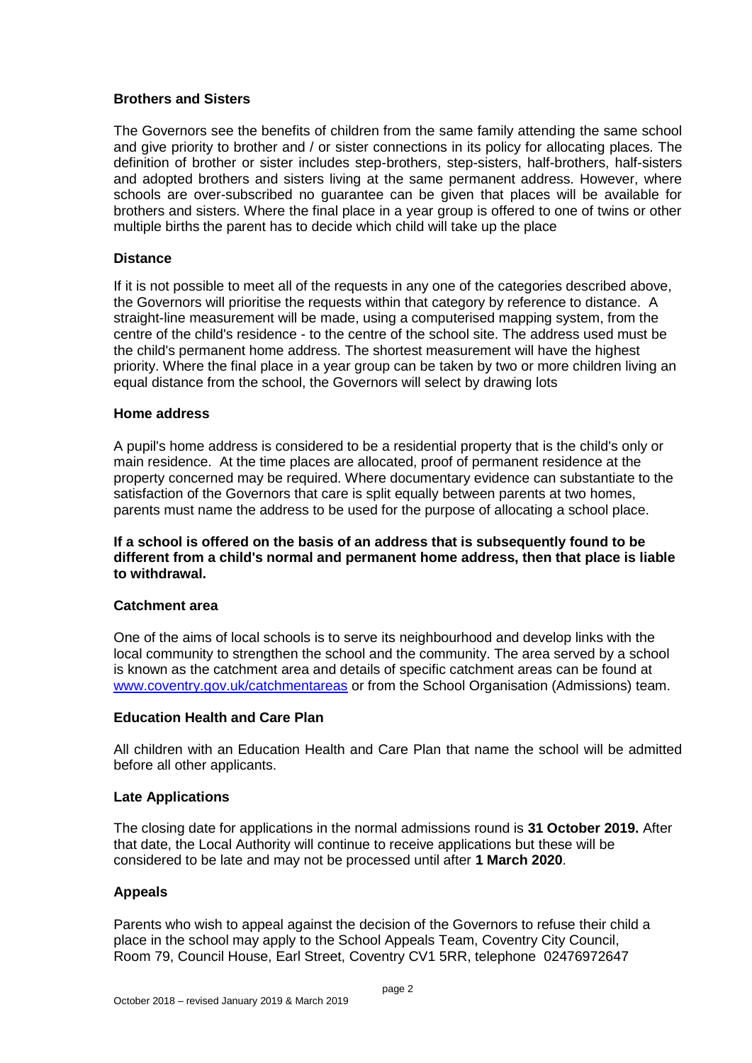### Brothers and Sisters

The Governors see the benefits of children from the same family attending the same school and give priority to brother and / or sister connections in its policy for allocating places. The definition of brother or sister includes step-brothers, step-sisters, half-brothers, half-sisters and adopted brothers and sisters living at the same permanent address. However, where schools are over-subscribed no guarantee can be given that places will be available for brothers and sisters. Where the final place in a year group is offered to one of twins or other multiple births the parent has to decide which child will take up the place

### Distance

If it is not possible to meet all of the requests in any one of the categories described above, the Governors will prioritise the requests within that category by reference to distance. A straight-line measurement will be made, using a computerised mapping system, from the centre of the child's residence - to the centre of the school site. The address used must be the child's permanent home address. The shortest measurement will have the highest priority. Where the final place in a year group can be taken by two or more children living an equal distance from the school, the Governors will select by drawing lots

### Home address

A pupil's home address is considered to be a residential property that is the child's only or main residence. At the time places are allocated, proof of permanent residence at the property concerned may be required. Where documentary evidence can substantiate to the satisfaction of the Governors that care is split equally between parents at two homes, parents must name the address to be used for the purpose of allocating a school place.

**If a school is offered on the basis of an address that is subsequently found to be different from a child's normal and permanent home address, then that place is liable to withdrawal.**

### Catchment area

One of the aims of local schools is to serve its neighbourhood and develop links with the local community to strengthen the school and the community. The area served by a school is known as the catchment area and details of specific catchment areas can be found at [www.coventry.gov.uk/catchmentareas](http://www.coventry.gov.uk/catchmentareas) or from the School Organisation (Admissions) team.

### Education Health and Care Plan

All children with an Education Health and Care Plan that name the school will be admitted before all other applicants.

### Late Applications

The closing date for applications in the normal admissions round is **31 October 2019.** After that date, the Local Authority will continue to receive applications but these will be considered to be late and may not be processed until after **1 March 2020**.

### Appeals

Parents who wish to appeal against the decision of the Governors to refuse their child a place in the school may apply to the School Appeals Team, Coventry City Council, Room 79, Council House, Earl Street, Coventry CV1 5RR, telephone 02476972647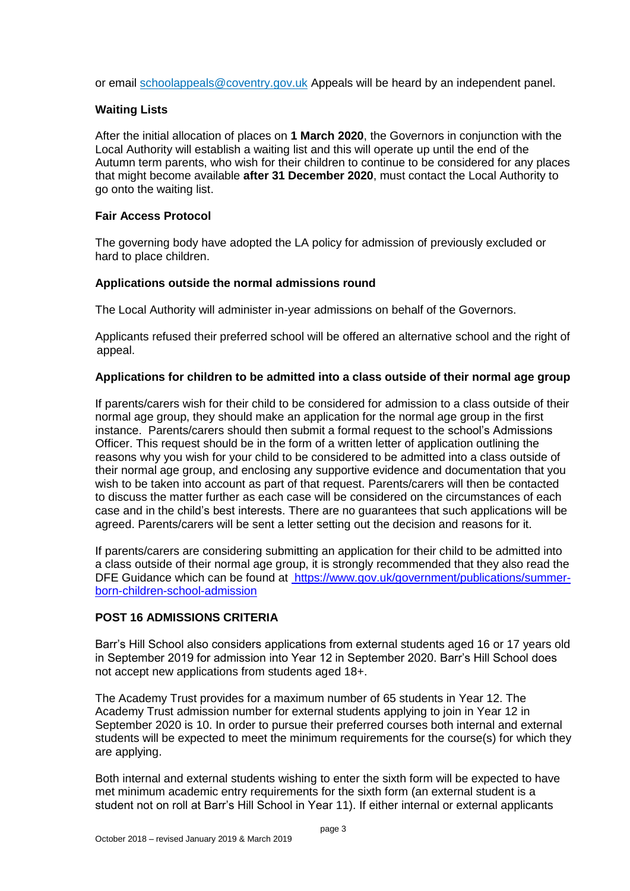or email [schoolappeals@coventry.gov.uk](mailto:schoolappeals@coventry.gov.uk) Appeals will be heard by an independent panel.

### Waiting Lists

After the initial allocation of places on **1 March 2020**, the Governors in conjunction with the Local Authority will establish a waiting list and this will operate up until the end of the Autumn term parents, who wish for their children to continue to be considered for any places that might become available **after 31 December 2020**, must contact the Local Authority to go onto the waiting list.

### Fair Access Protocol

The governing body have adopted the LA policy for admission of previously excluded or hard to place children.

### Applications outside the normal admissions round

The Local Authority will administer in-year admissions on behalf of the Governors.

Applicants refused their preferred school will be offered an alternative school and the right of appeal.

### Applications for children to be admitted into a class outside of their normal age group

If parents/carers wish for their child to be considered for admission to a class outside of their normal age group, they should make an application for the normal age group in the first instance. Parents/carers should then submit a formal request to the school's Admissions Officer. This request should be in the form of a written letter of application outlining the reasons why you wish for your child to be considered to be admitted into a class outside of their normal age group, and enclosing any supportive evidence and documentation that you wish to be taken into account as part of that request. Parents/carers will then be contacted to discuss the matter further as each case will be considered on the circumstances of each case and in the child's best interests. There are no guarantees that such applications will be agreed. Parents/carers will be sent a letter setting out the decision and reasons for it.

If parents/carers are considering submitting an application for their child to be admitted into a class outside of their normal age group, it is strongly recommended that they also read the DFE Guidance which can be found at [https://www.gov.uk/government/publications/summer-born-children-school-admission](https://www.gov.uk/government/publications/summer-born-children-school-admission)

### POST 16 ADMISSIONS CRITERIA

Barr's Hill School also considers applications from external students aged 16 or 17 years old in September 2019 for admission into Year 12 in September 2020. Barr's Hill School does not accept new applications from students aged 18+.

The Academy Trust provides for a maximum number of 65 students in Year 12. The Academy Trust admission number for external students applying to join in Year 12 in September 2020 is 10. In order to pursue their preferred courses both internal and external students will be expected to meet the minimum requirements for the course(s) for which they are applying.

Both internal and external students wishing to enter the sixth form will be expected to have met minimum academic entry requirements for the sixth form (an external student is a student not on roll at Barr's Hill School in Year 11). If either internal or external applicants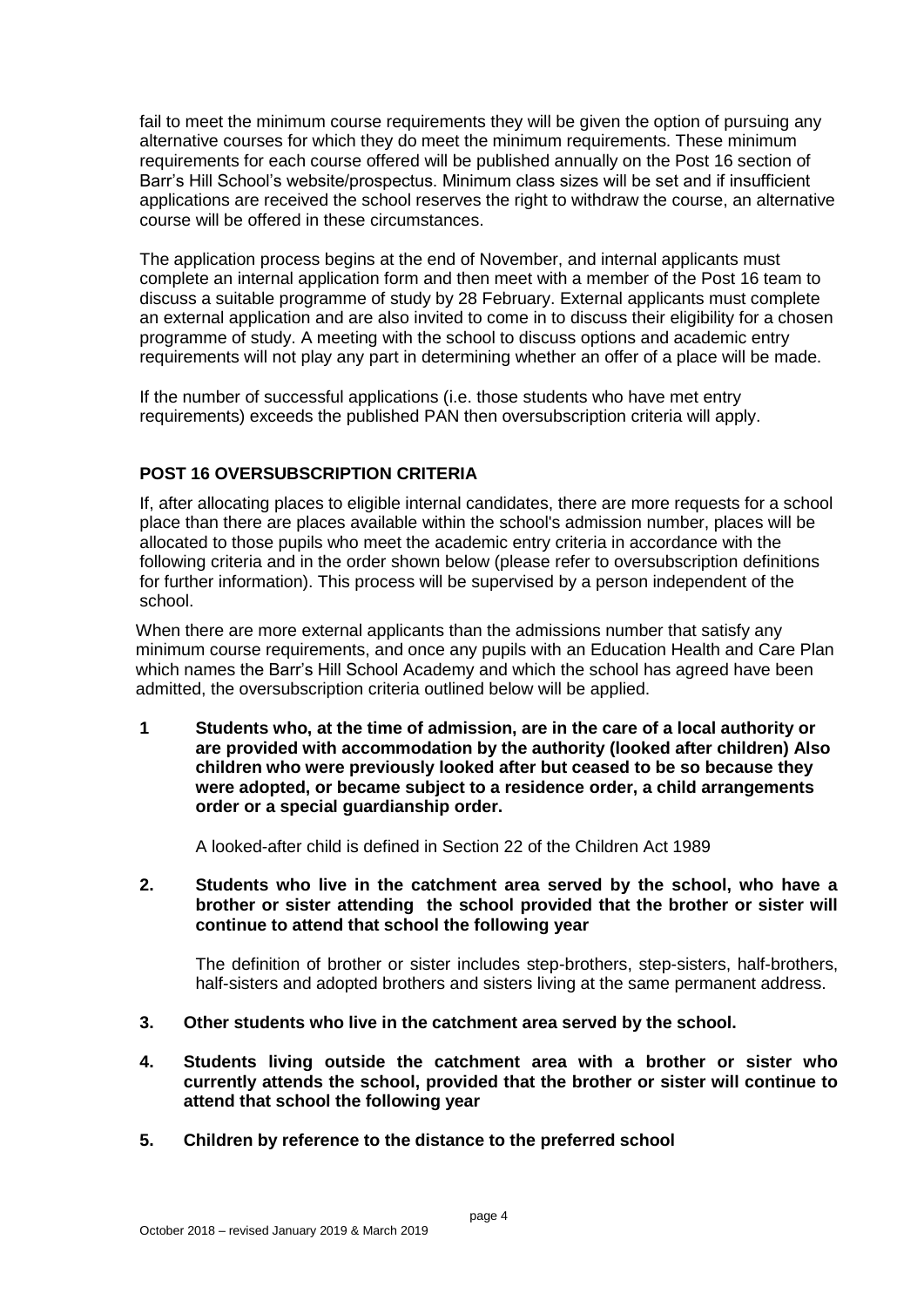fail to meet the minimum course requirements they will be given the option of pursuing any alternative courses for which they do meet the minimum requirements. These minimum requirements for each course offered will be published annually on the Post 16 section of Barr's Hill School's website/prospectus. Minimum class sizes will be set and if insufficient applications are received the school reserves the right to withdraw the course, an alternative course will be offered in these circumstances.

The application process begins at the end of November, and internal applicants must complete an internal application form and then meet with a member of the Post 16 team to discuss a suitable programme of study by 28 February. External applicants must complete an external application and are also invited to come in to discuss their eligibility for a chosen programme of study. A meeting with the school to discuss options and academic entry requirements will not play any part in determining whether an offer of a place will be made.

If the number of successful applications (i.e. those students who have met entry requirements) exceeds the published PAN then oversubscription criteria will apply.

**POST 16 OVERSUBSCRIPTION CRITERIA**

If, after allocating places to eligible internal candidates, there are more requests for a school place than there are places available within the school's admission number, places will be allocated to those pupils who meet the academic entry criteria in accordance with the following criteria and in the order shown below (please refer to oversubscription definitions for further information). This process will be supervised by a person independent of the school.

When there are more external applicants than the admissions number that satisfy any minimum course requirements, and once any pupils with an Education Health and Care Plan which names the Barr's Hill School Academy and which the school has agreed have been admitted, the oversubscription criteria outlined below will be applied.

**1 Students who, at the time of admission, are in the care of a local authority or are provided with accommodation by the authority (looked after children) Also children who were previously looked after but ceased to be so because they were adopted, or became subject to a residence order, a child arrangements order or a special guardianship order.**

A looked-after child is defined in Section 22 of the Children Act 1989

**2. Students who live in the catchment area served by the school, who have a brother or sister attending the school provided that the brother or sister will continue to attend that school the following year**

The definition of brother or sister includes step-brothers, step-sisters, half-brothers, half-sisters and adopted brothers and sisters living at the same permanent address.

**3. Other students who live in the catchment area served by the school.**

**4. Students living outside the catchment area with a brother or sister who currently attends the school, provided that the brother or sister will continue to attend that school the following year**

**5. Children by reference to the distance to the preferred school**

October 2018 – revised January 2019 & March 2019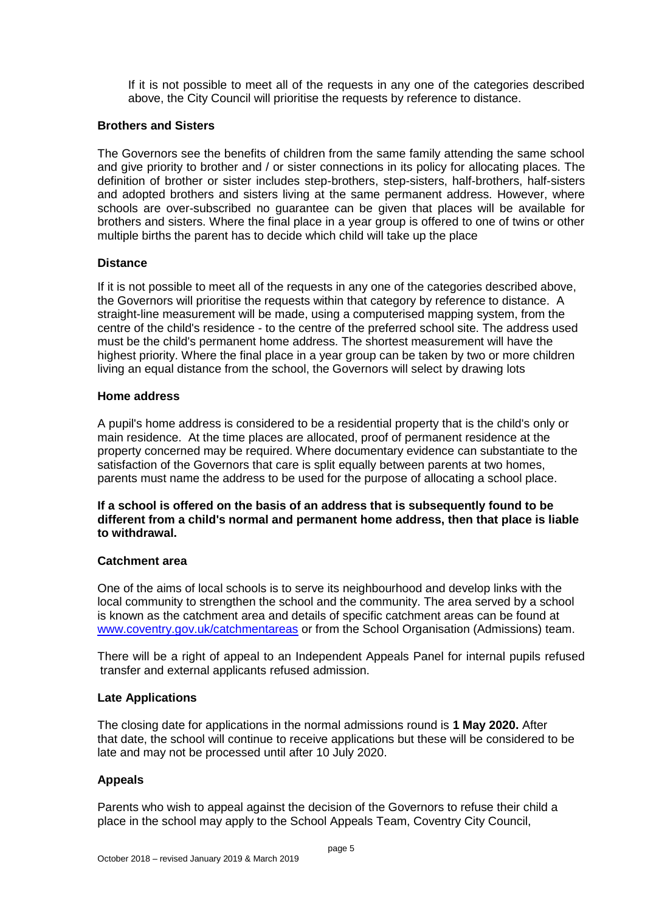If it is not possible to meet all of the requests in any one of the categories described above, the City Council will prioritise the requests by reference to distance.

**Brothers and Sisters**

The Governors see the benefits of children from the same family attending the same school and give priority to brother and / or sister connections in its policy for allocating places. The definition of brother or sister includes step-brothers, step-sisters, half-brothers, half-sisters and adopted brothers and sisters living at the same permanent address. However, where schools are over-subscribed no guarantee can be given that places will be available for brothers and sisters. Where the final place in a year group is offered to one of twins or other multiple births the parent has to decide which child will take up the place

**Distance**

If it is not possible to meet all of the requests in any one of the categories described above, the Governors will prioritise the requests within that category by reference to distance. A straight-line measurement will be made, using a computerised mapping system, from the centre of the child's residence - to the centre of the preferred school site. The address used must be the child's permanent home address. The shortest measurement will have the highest priority. Where the final place in a year group can be taken by two or more children living an equal distance from the school, the Governors will select by drawing lots

**Home address**

A pupil's home address is considered to be a residential property that is the child's only or main residence. At the time places are allocated, proof of permanent residence at the property concerned may be required. Where documentary evidence can substantiate to the satisfaction of the Governors that care is split equally between parents at two homes, parents must name the address to be used for the purpose of allocating a school place.

**If a school is offered on the basis of an address that is subsequently found to be different from a child's normal and permanent home address, then that place is liable to withdrawal.**

**Catchment area**

One of the aims of local schools is to serve its neighbourhood and develop links with the local community to strengthen the school and the community. The area served by a school is known as the catchment area and details of specific catchment areas can be found at www.coventry.gov.uk/catchmentareas or from the School Organisation (Admissions) team.

There will be a right of appeal to an Independent Appeals Panel for internal pupils refused transfer and external applicants refused admission.

**Late Applications**

The closing date for applications in the normal admissions round is **1 May 2020.** After that date, the school will continue to receive applications but these will be considered to be late and may not be processed until after 10 July 2020.

**Appeals**

Parents who wish to appeal against the decision of the Governors to refuse their child a place in the school may apply to the School Appeals Team, Coventry City Council,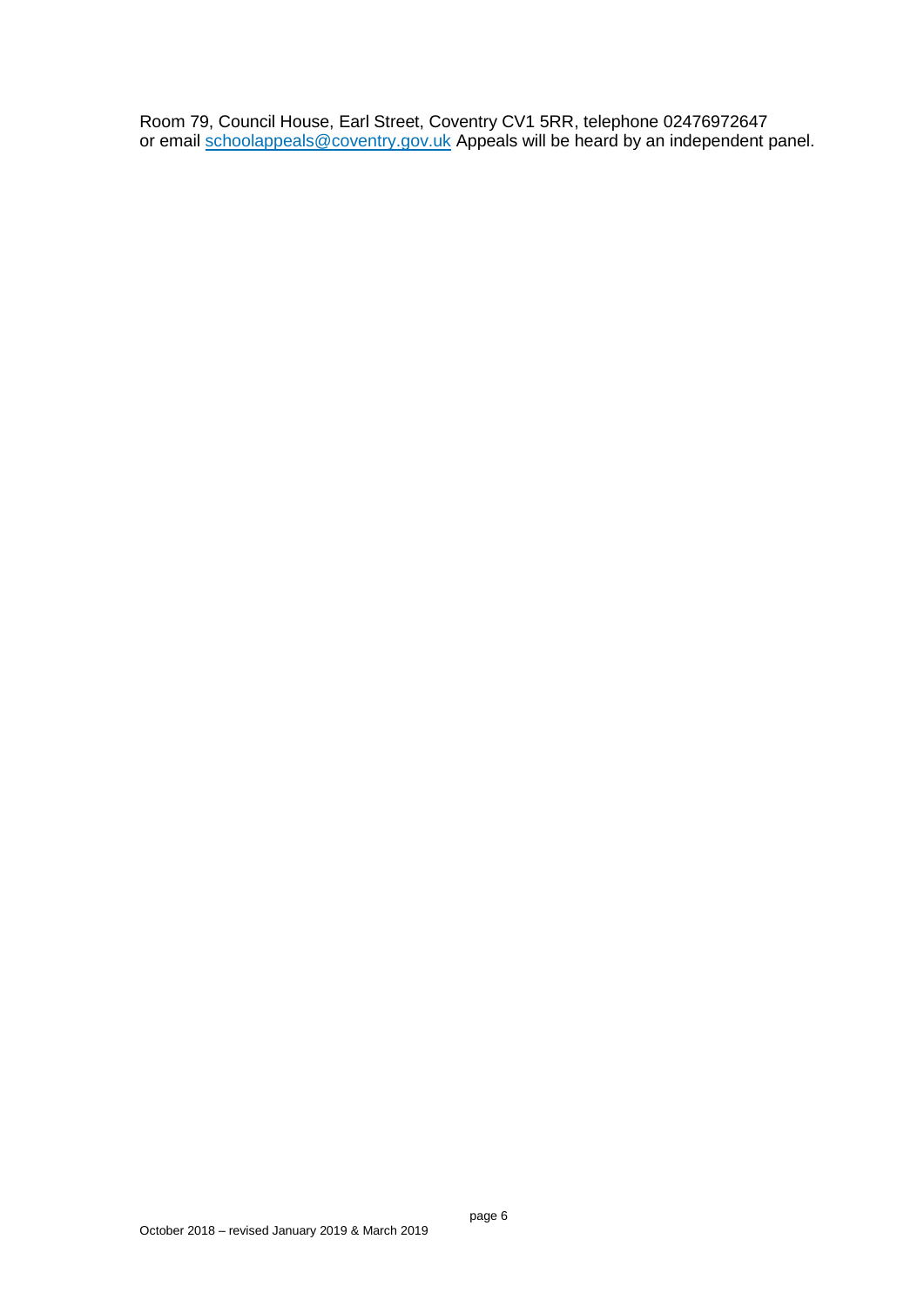Room 79, Council House, Earl Street, Coventry CV1 5RR, telephone 02476972647 or email schoolappeals@coventry.gov.uk Appeals will be heard by an independent panel.